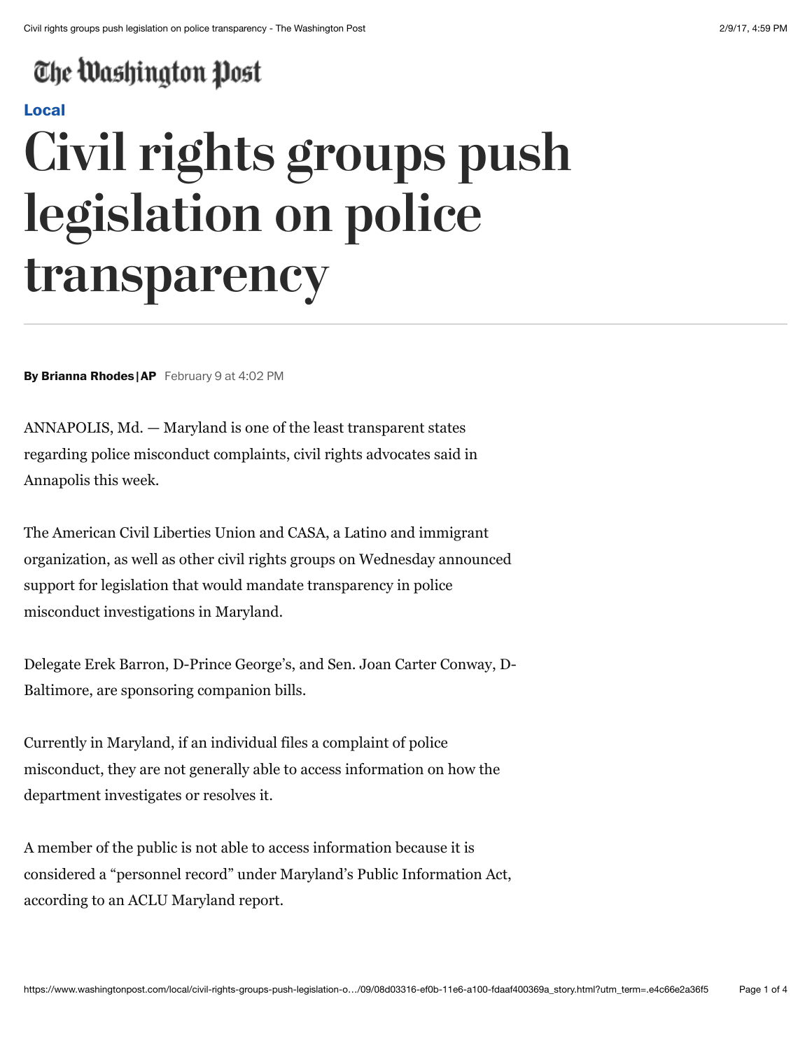The Washington Post

Local

# Civil rights groups push legislation on police transparency

**By Brianna Rhodes | AP** February 9 at 4:02 PM

ANNAPOLIS, Md. — Maryland is one of the least transparent states regarding police misconduct complaints, civil rights advocates said in Annapolis this week.

The American Civil Liberties Union and CASA, a Latino and immigrant organization, as well as other civil rights groups on Wednesday announced support for legislation that would mandate transparency in police misconduct investigations in Maryland.

Delegate Erek Barron, D-Prince George's, and Sen. Joan Carter Conway, D-Baltimore, are sponsoring companion bills.

Currently in Maryland, if an individual files a complaint of police misconduct, they are not generally able to access information on how the department investigates or resolves it.

A member of the public is not able to access information because it is considered a "personnel record" under Maryland's Public Information Act, according to an ACLU Maryland report.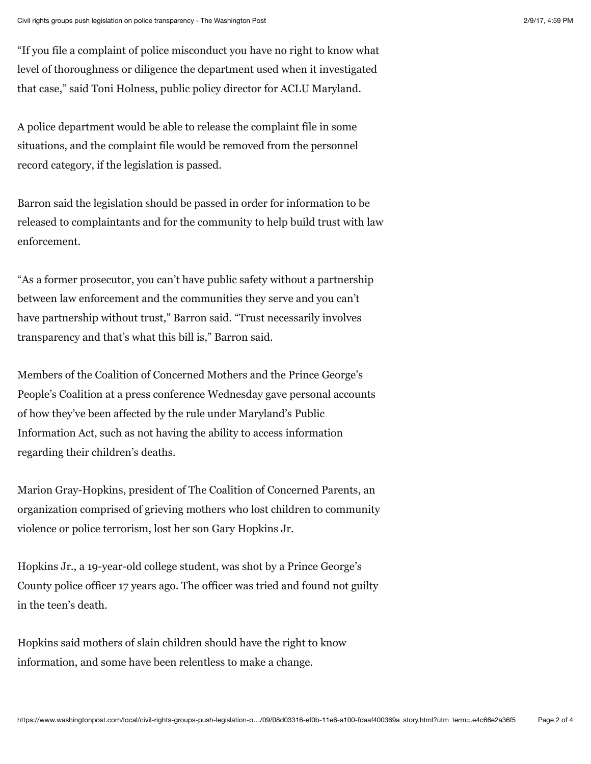"If you file a complaint of police misconduct you have no right to know what level of thoroughness or diligence the department used when it investigated that case," said Toni Holness, public policy director for ACLU Maryland.

A police department would be able to release the complaint file in some situations, and the complaint file would be removed from the personnel record category, if the legislation is passed.

Barron said the legislation should be passed in order for information to be released to complaintants and for the community to help build trust with law enforcement.

"As a former prosecutor, you can't have public safety without a partnership between law enforcement and the communities they serve and you can't have partnership without trust," Barron said. "Trust necessarily involves transparency and that's what this bill is," Barron said.

Members of the Coalition of Concerned Mothers and the Prince George's People's Coalition at a press conference Wednesday gave personal accounts of how they've been affected by the rule under Maryland's Public Information Act, such as not having the ability to access information regarding their children's deaths.

Marion Gray-Hopkins, president of The Coalition of Concerned Parents, an organization comprised of grieving mothers who lost children to community violence or police terrorism, lost her son Gary Hopkins Jr.

Hopkins Jr., a 19-year-old college student, was shot by a Prince George's County police officer 17 years ago. The officer was tried and found not guilty in the teen's death.

Hopkins said mothers of slain children should have the right to know information, and some have been relentless to make a change.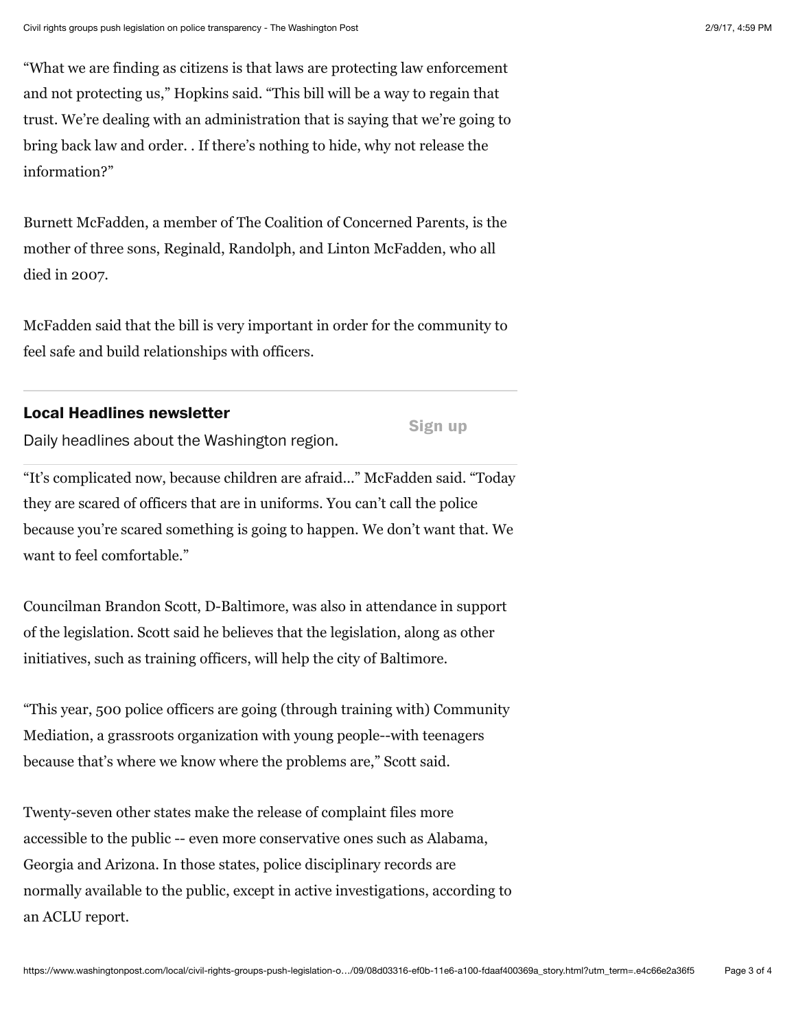"What we are finding as citizens is that laws are protecting law enforcement and not protecting us," Hopkins said. "This bill will be a way to regain that trust. We're dealing with an administration that is saying that we're going to bring back law and order. . If there's nothing to hide, why not release the information?"

Burnett McFadden, a member of The Coalition of Concerned Parents, is the mother of three sons, Reginald, Randolph, and Linton McFadden, who all died in 2007.

McFadden said that the bill is very important in order for the community to feel safe and build relationships with officers.

**Local Headlines newsletter**

Daily headlines about the Washington region.

Sign up

"It's complicated now, because children are afraid..." McFadden said. "Today they are scared of officers that are in uniforms. You can't call the police because you're scared something is going to happen. We don't want that. We want to feel comfortable."

Councilman Brandon Scott, D-Baltimore, was also in attendance in support of the legislation. Scott said he believes that the legislation, along as other initiatives, such as training officers, will help the city of Baltimore.

"This year, 500 police officers are going (through training with) Community Mediation, a grassroots organization with young people--with teenagers because that's where we know where the problems are," Scott said.

Twenty-seven other states make the release of complaint files more accessible to the public -- even more conservative ones such as Alabama, Georgia and Arizona. In those states, police disciplinary records are normally available to the public, except in active investigations, according to an ACLU report.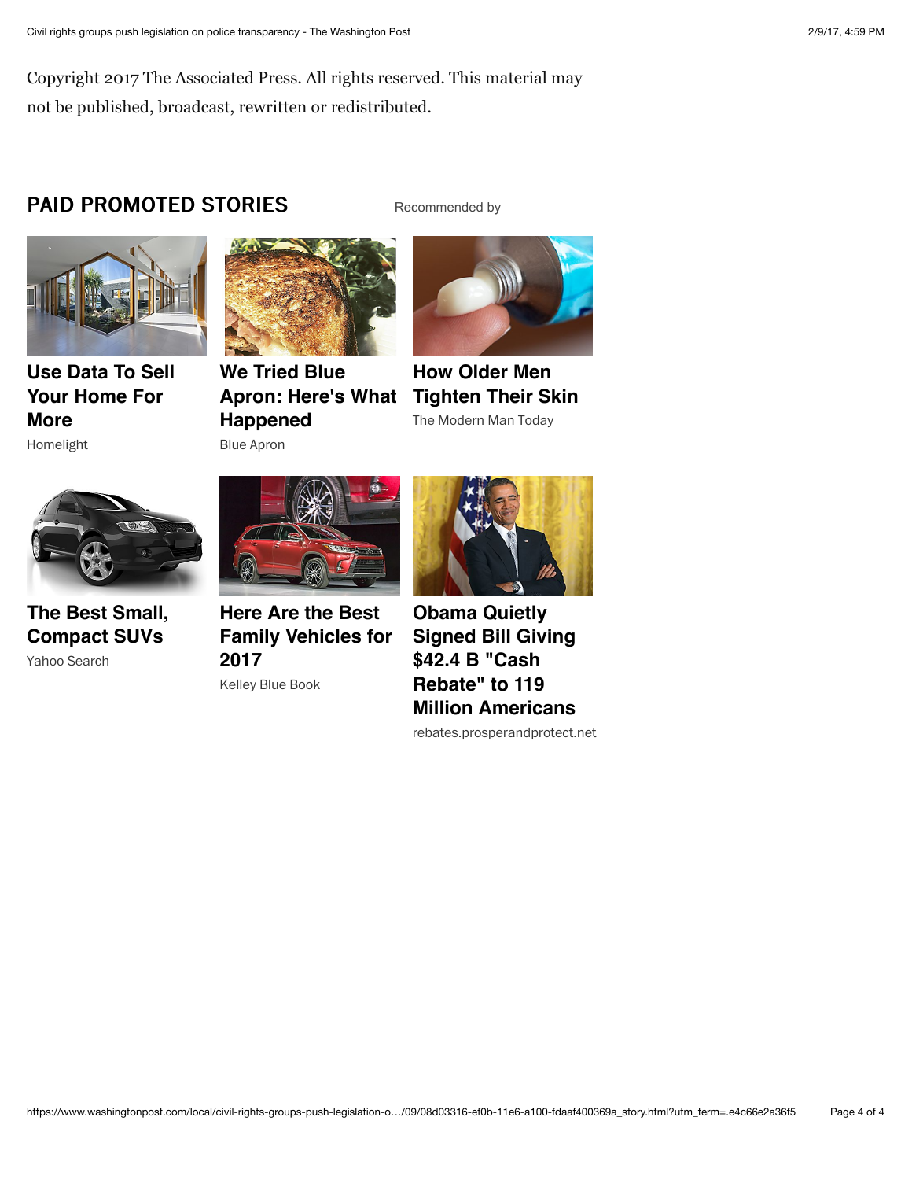Copyright 2017 The Associated Press. All rights reserved. This material may not be published, broadcast, rewritten or redistributed.

## PAID PROMOTED STORIES

Recommended by

**Use Data To Sell Your Home For More**
Homelight

**We Tried Blue Apron: Here's What Happened**
Blue Apron

**How Older Men Tighten Their Skin**
The Modern Man Today

**The Best Small, Compact SUVs**
Yahoo Search

**Here Are the Best Family Vehicles for 2017**
Kelley Blue Book

**Obama Quietly Signed Bill Giving $42.4 B "Cash Rebate" to 119 Million Americans**
rebates.prosperandprotect.net